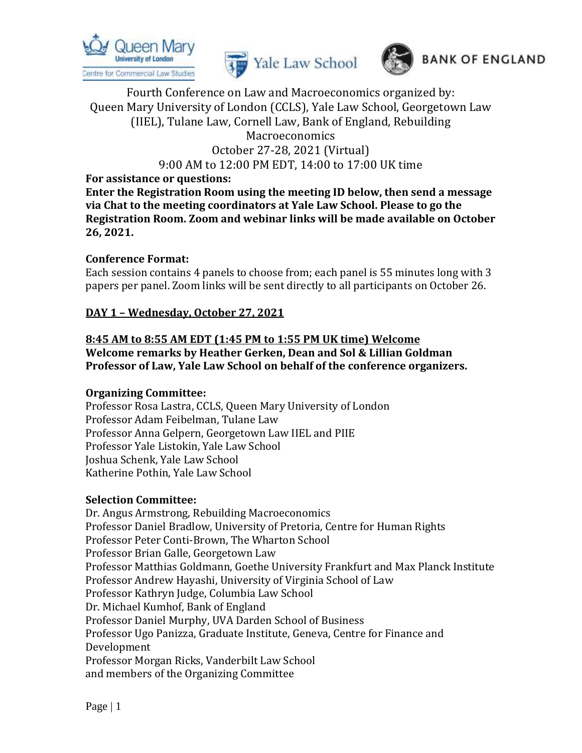Fourth Conference on Law and Macroeconomics organized by:
Queen Mary University of London (CCLS), Yale Law School, Georgetown Law (IIEL), Tulane Law, Cornell Law, Bank of England, Rebuilding Macroeconomics
October 27-28, 2021 (Virtual)
9:00 AM to 12:00 PM EDT, 14:00 to 17:00 UK time

**For assistance or questions:**
**Enter the Registration Room using the meeting ID below, then send a message via Chat to the meeting coordinators at Yale Law School. Please to go the Registration Room. Zoom and webinar links will be made available on October 26, 2021.**

**Conference Format:**
Each session contains 4 panels to choose from; each panel is 55 minutes long with 3 papers per panel. Zoom links will be sent directly to all participants on October 26.

## DAY 1 – Wednesday, October 27, 2021

**8:45 AM to 8:55 AM EDT (1:45 PM to 1:55 PM UK time) Welcome**
**Welcome remarks by Heather Gerken, Dean and Sol & Lillian Goldman Professor of Law, Yale Law School on behalf of the conference organizers.**

**Organizing Committee:**
Professor Rosa Lastra, CCLS, Queen Mary University of London
Professor Adam Feibelman, Tulane Law
Professor Anna Gelpern, Georgetown Law IIEL and PIIE
Professor Yale Listokin, Yale Law School
Joshua Schenk, Yale Law School
Katherine Pothin, Yale Law School

**Selection Committee:**
Dr. Angus Armstrong, Rebuilding Macroeconomics
Professor Daniel Bradlow, University of Pretoria, Centre for Human Rights
Professor Peter Conti-Brown, The Wharton School
Professor Brian Galle, Georgetown Law
Professor Matthias Goldmann, Goethe University Frankfurt and Max Planck Institute
Professor Andrew Hayashi, University of Virginia School of Law
Professor Kathryn Judge, Columbia Law School
Dr. Michael Kumhof, Bank of England
Professor Daniel Murphy, UVA Darden School of Business
Professor Ugo Panizza, Graduate Institute, Geneva, Centre for Finance and Development
Professor Morgan Ricks, Vanderbilt Law School
and members of the Organizing Committee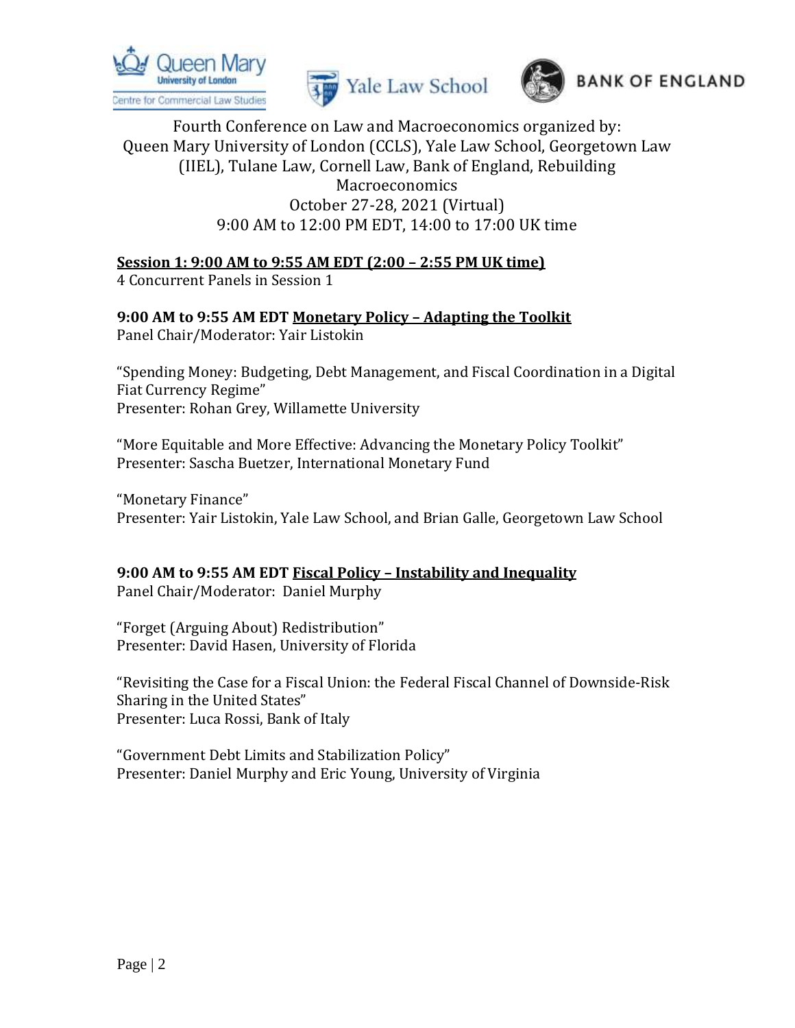Fourth Conference on Law and Macroeconomics organized by: Queen Mary University of London (CCLS), Yale Law School, Georgetown Law (IIEL), Tulane Law, Cornell Law, Bank of England, Rebuilding Macroeconomics
October 27-28, 2021 (Virtual)
9:00 AM to 12:00 PM EDT, 14:00 to 17:00 UK time

**Session 1: 9:00 AM to 9:55 AM EDT (2:00 – 2:55 PM UK time)**
4 Concurrent Panels in Session 1

**9:00 AM to 9:55 AM EDT Monetary Policy – Adapting the Toolkit**
Panel Chair/Moderator: Yair Listokin

"Spending Money: Budgeting, Debt Management, and Fiscal Coordination in a Digital Fiat Currency Regime"
Presenter: Rohan Grey, Willamette University

"More Equitable and More Effective: Advancing the Monetary Policy Toolkit"
Presenter: Sascha Buetzer, International Monetary Fund

"Monetary Finance"
Presenter: Yair Listokin, Yale Law School, and Brian Galle, Georgetown Law School

**9:00 AM to 9:55 AM EDT Fiscal Policy – Instability and Inequality**
Panel Chair/Moderator: Daniel Murphy

"Forget (Arguing About) Redistribution"
Presenter: David Hasen, University of Florida

"Revisiting the Case for a Fiscal Union: the Federal Fiscal Channel of Downside-Risk Sharing in the United States"
Presenter: Luca Rossi, Bank of Italy

"Government Debt Limits and Stabilization Policy"
Presenter: Daniel Murphy and Eric Young, University of Virginia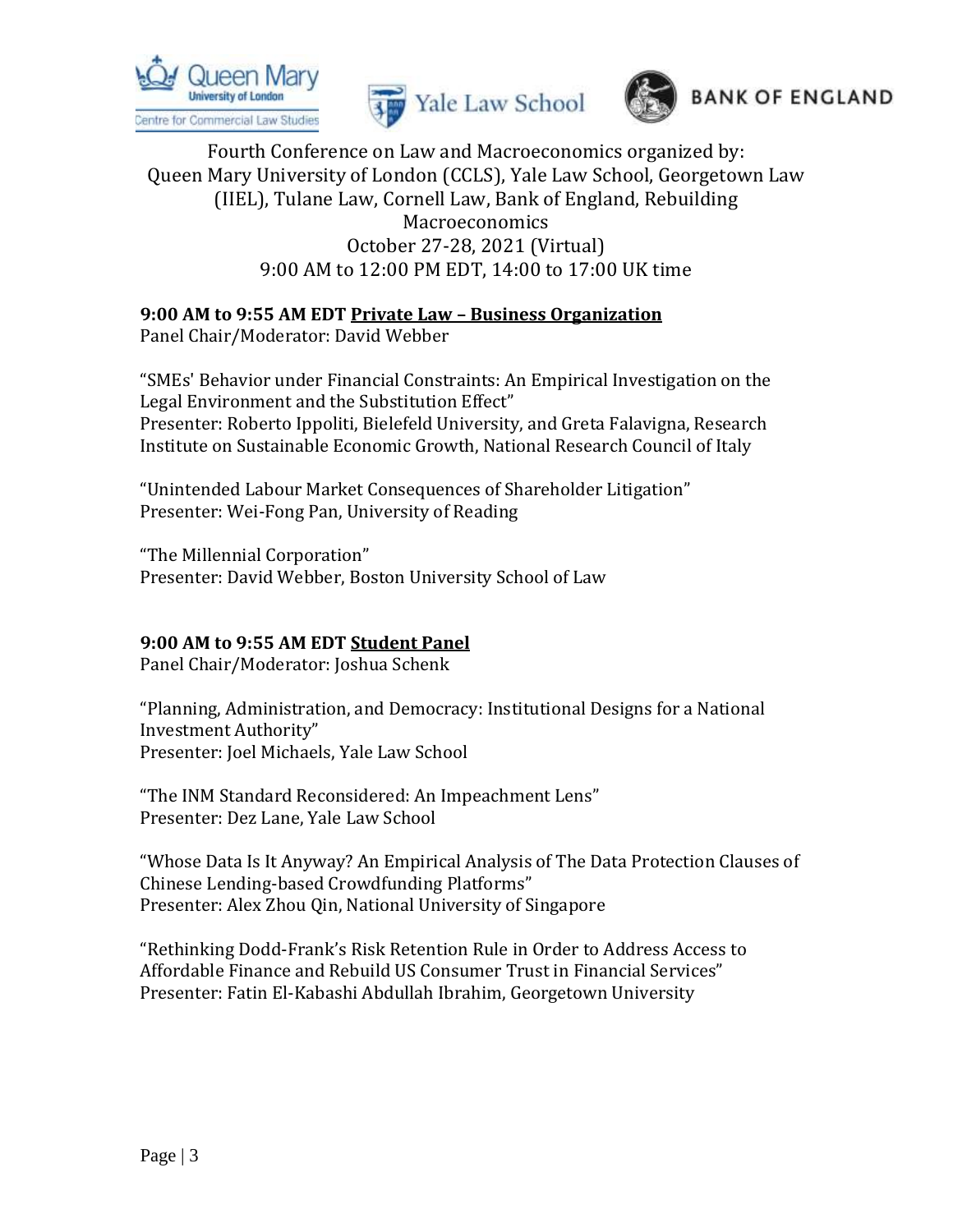Fourth Conference on Law and Macroeconomics organized by:
Queen Mary University of London (CCLS), Yale Law School, Georgetown Law (IIEL), Tulane Law, Cornell Law, Bank of England, Rebuilding Macroeconomics
October 27-28, 2021 (Virtual)
9:00 AM to 12:00 PM EDT, 14:00 to 17:00 UK time

**9:00 AM to 9:55 AM EDT <u>Private Law – Business Organization</u>**
Panel Chair/Moderator: David Webber

"SMEs' Behavior under Financial Constraints: An Empirical Investigation on the Legal Environment and the Substitution Effect"
Presenter: Roberto Ippoliti, Bielefeld University, and Greta Falavigna, Research Institute on Sustainable Economic Growth, National Research Council of Italy

"Unintended Labour Market Consequences of Shareholder Litigation"
Presenter: Wei-Fong Pan, University of Reading

"The Millennial Corporation"
Presenter: David Webber, Boston University School of Law

**9:00 AM to 9:55 AM EDT <u>Student Panel</u>**
Panel Chair/Moderator: Joshua Schenk

"Planning, Administration, and Democracy: Institutional Designs for a National Investment Authority"
Presenter: Joel Michaels, Yale Law School

"The INM Standard Reconsidered: An Impeachment Lens"
Presenter: Dez Lane, Yale Law School

"Whose Data Is It Anyway? An Empirical Analysis of The Data Protection Clauses of Chinese Lending-based Crowdfunding Platforms"
Presenter: Alex Zhou Qin, National University of Singapore

"Rethinking Dodd-Frank's Risk Retention Rule in Order to Address Access to Affordable Finance and Rebuild US Consumer Trust in Financial Services"
Presenter: Fatin El-Kabashi Abdullah Ibrahim, Georgetown University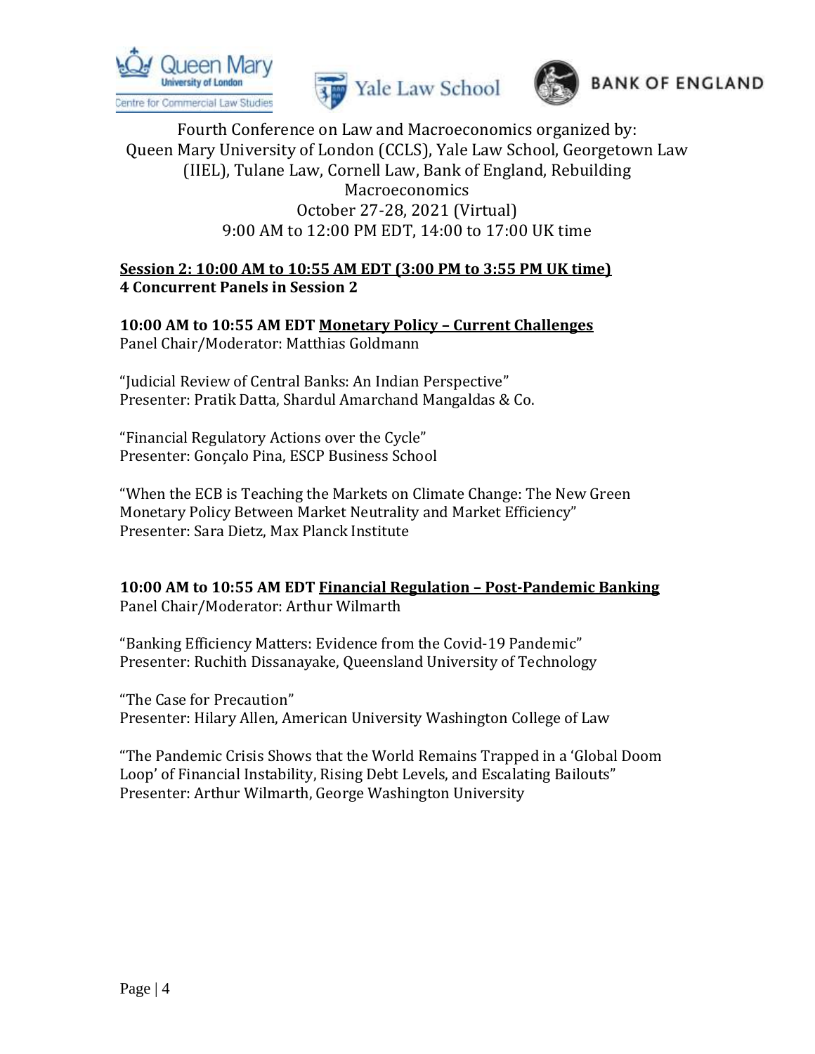Fourth Conference on Law and Macroeconomics organized by:
Queen Mary University of London (CCLS), Yale Law School, Georgetown Law (IIEL), Tulane Law, Cornell Law, Bank of England, Rebuilding Macroeconomics
October 27-28, 2021 (Virtual)
9:00 AM to 12:00 PM EDT, 14:00 to 17:00 UK time

**Session 2: 10:00 AM to 10:55 AM EDT (3:00 PM to 3:55 PM UK time)**
**4 Concurrent Panels in Session 2**

**10:00 AM to 10:55 AM EDT Monetary Policy – Current Challenges**
Panel Chair/Moderator: Matthias Goldmann

"Judicial Review of Central Banks: An Indian Perspective"
Presenter: Pratik Datta, Shardul Amarchand Mangaldas & Co.

"Financial Regulatory Actions over the Cycle"
Presenter: Gonçalo Pina, ESCP Business School

"When the ECB is Teaching the Markets on Climate Change: The New Green Monetary Policy Between Market Neutrality and Market Efficiency"
Presenter: Sara Dietz, Max Planck Institute

**10:00 AM to 10:55 AM EDT Financial Regulation – Post-Pandemic Banking**
Panel Chair/Moderator: Arthur Wilmarth

"Banking Efficiency Matters: Evidence from the Covid-19 Pandemic"
Presenter: Ruchith Dissanayake, Queensland University of Technology

"The Case for Precaution"
Presenter: Hilary Allen, American University Washington College of Law

"The Pandemic Crisis Shows that the World Remains Trapped in a 'Global Doom Loop' of Financial Instability, Rising Debt Levels, and Escalating Bailouts"
Presenter: Arthur Wilmarth, George Washington University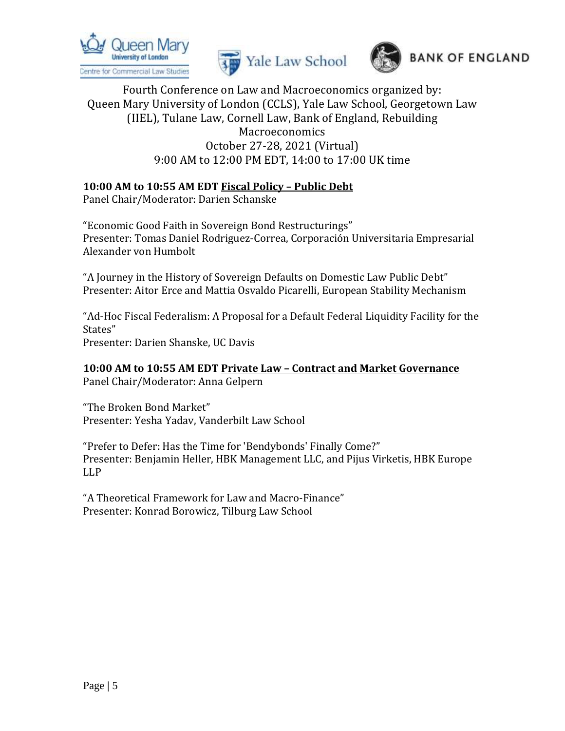Fourth Conference on Law and Macroeconomics organized by:
Queen Mary University of London (CCLS), Yale Law School, Georgetown Law (IIEL), Tulane Law, Cornell Law, Bank of England, Rebuilding Macroeconomics
October 27-28, 2021 (Virtual)
9:00 AM to 12:00 PM EDT, 14:00 to 17:00 UK time

**10:00 AM to 10:55 AM EDT** **Fiscal Policy – Public Debt**
Panel Chair/Moderator: Darien Schanske

"Economic Good Faith in Sovereign Bond Restructurings"
Presenter: Tomas Daniel Rodriguez-Correa, Corporación Universitaria Empresarial Alexander von Humbolt

"A Journey in the History of Sovereign Defaults on Domestic Law Public Debt"
Presenter: Aitor Erce and Mattia Osvaldo Picarelli, European Stability Mechanism

"Ad-Hoc Fiscal Federalism: A Proposal for a Default Federal Liquidity Facility for the States"
Presenter: Darien Shanske, UC Davis

**10:00 AM to 10:55 AM EDT** **Private Law – Contract and Market Governance**
Panel Chair/Moderator: Anna Gelpern

"The Broken Bond Market"
Presenter: Yesha Yadav, Vanderbilt Law School

"Prefer to Defer: Has the Time for 'Bendybonds' Finally Come?"
Presenter: Benjamin Heller, HBK Management LLC, and Pijus Virketis, HBK Europe LLP

"A Theoretical Framework for Law and Macro-Finance"
Presenter: Konrad Borowicz, Tilburg Law School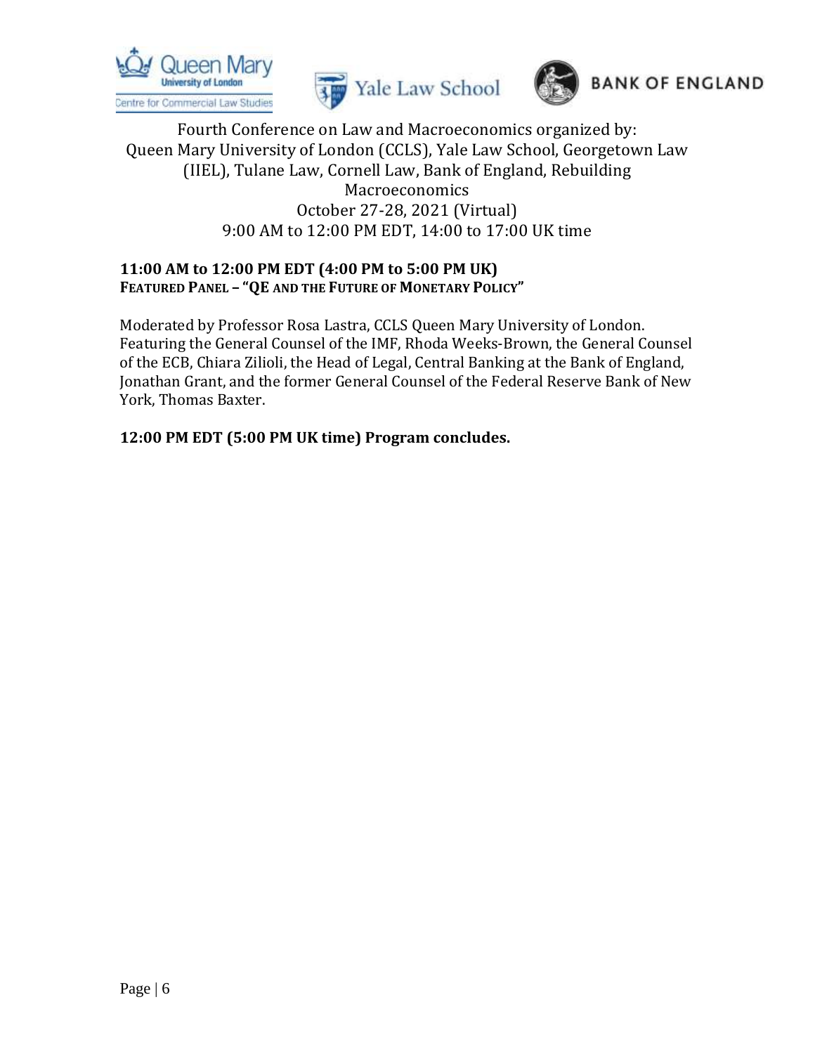Fourth Conference on Law and Macroeconomics organized by:
Queen Mary University of London (CCLS), Yale Law School, Georgetown Law (IIEL), Tulane Law, Cornell Law, Bank of England, Rebuilding Macroeconomics
October 27-28, 2021 (Virtual)
9:00 AM to 12:00 PM EDT, 14:00 to 17:00 UK time

**11:00 AM to 12:00 PM EDT (4:00 PM to 5:00 PM UK)**
**FEATURED PANEL – "QE AND THE FUTURE OF MONETARY POLICY"**

Moderated by Professor Rosa Lastra, CCLS Queen Mary University of London. Featuring the General Counsel of the IMF, Rhoda Weeks-Brown, the General Counsel of the ECB, Chiara Zilioli, the Head of Legal, Central Banking at the Bank of England, Jonathan Grant, and the former General Counsel of the Federal Reserve Bank of New York, Thomas Baxter.

**12:00 PM EDT (5:00 PM UK time) Program concludes.**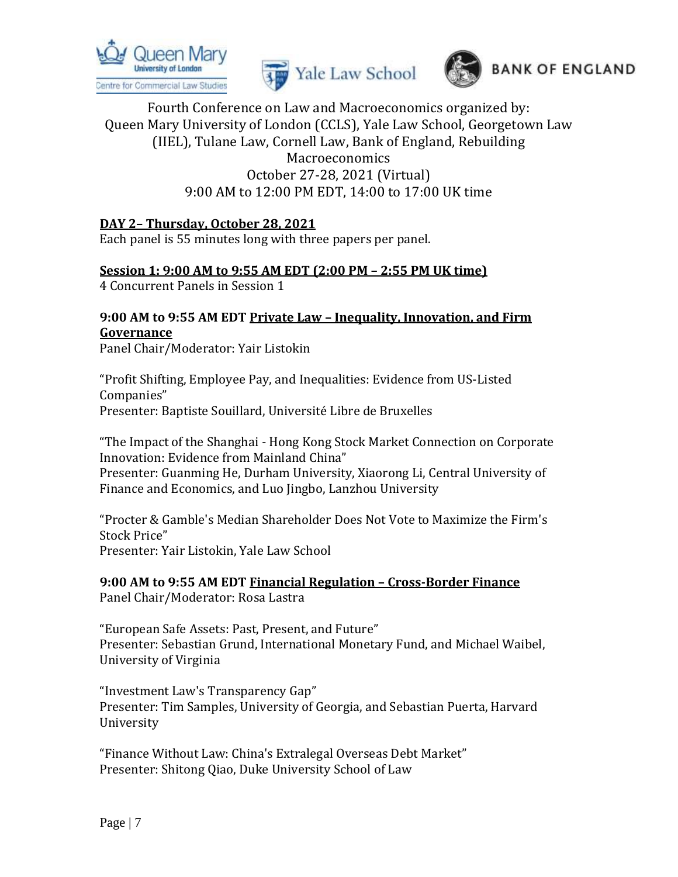Fourth Conference on Law and Macroeconomics organized by:
Queen Mary University of London (CCLS), Yale Law School, Georgetown Law (IIEL), Tulane Law, Cornell Law, Bank of England, Rebuilding Macroeconomics
October 27-28, 2021 (Virtual)
9:00 AM to 12:00 PM EDT, 14:00 to 17:00 UK time

## DAY 2– Thursday, October 28, 2021

Each panel is 55 minutes long with three papers per panel.

### Session 1: 9:00 AM to 9:55 AM EDT (2:00 PM – 2:55 PM UK time)

4 Concurrent Panels in Session 1

#### 9:00 AM to 9:55 AM EDT Private Law – Inequality, Innovation, and Firm Governance

Panel Chair/Moderator: Yair Listokin

"Profit Shifting, Employee Pay, and Inequalities: Evidence from US-Listed Companies"
Presenter: Baptiste Souillard, Université Libre de Bruxelles

"The Impact of the Shanghai - Hong Kong Stock Market Connection on Corporate Innovation: Evidence from Mainland China"
Presenter: Guanming He, Durham University, Xiaorong Li, Central University of Finance and Economics, and Luo Jingbo, Lanzhou University

"Procter & Gamble's Median Shareholder Does Not Vote to Maximize the Firm's Stock Price"
Presenter: Yair Listokin, Yale Law School

#### 9:00 AM to 9:55 AM EDT Financial Regulation – Cross-Border Finance

Panel Chair/Moderator: Rosa Lastra

"European Safe Assets: Past, Present, and Future"
Presenter: Sebastian Grund, International Monetary Fund, and Michael Waibel, University of Virginia

"Investment Law's Transparency Gap"
Presenter: Tim Samples, University of Georgia, and Sebastian Puerta, Harvard University

"Finance Without Law: China's Extralegal Overseas Debt Market"
Presenter: Shitong Qiao, Duke University School of Law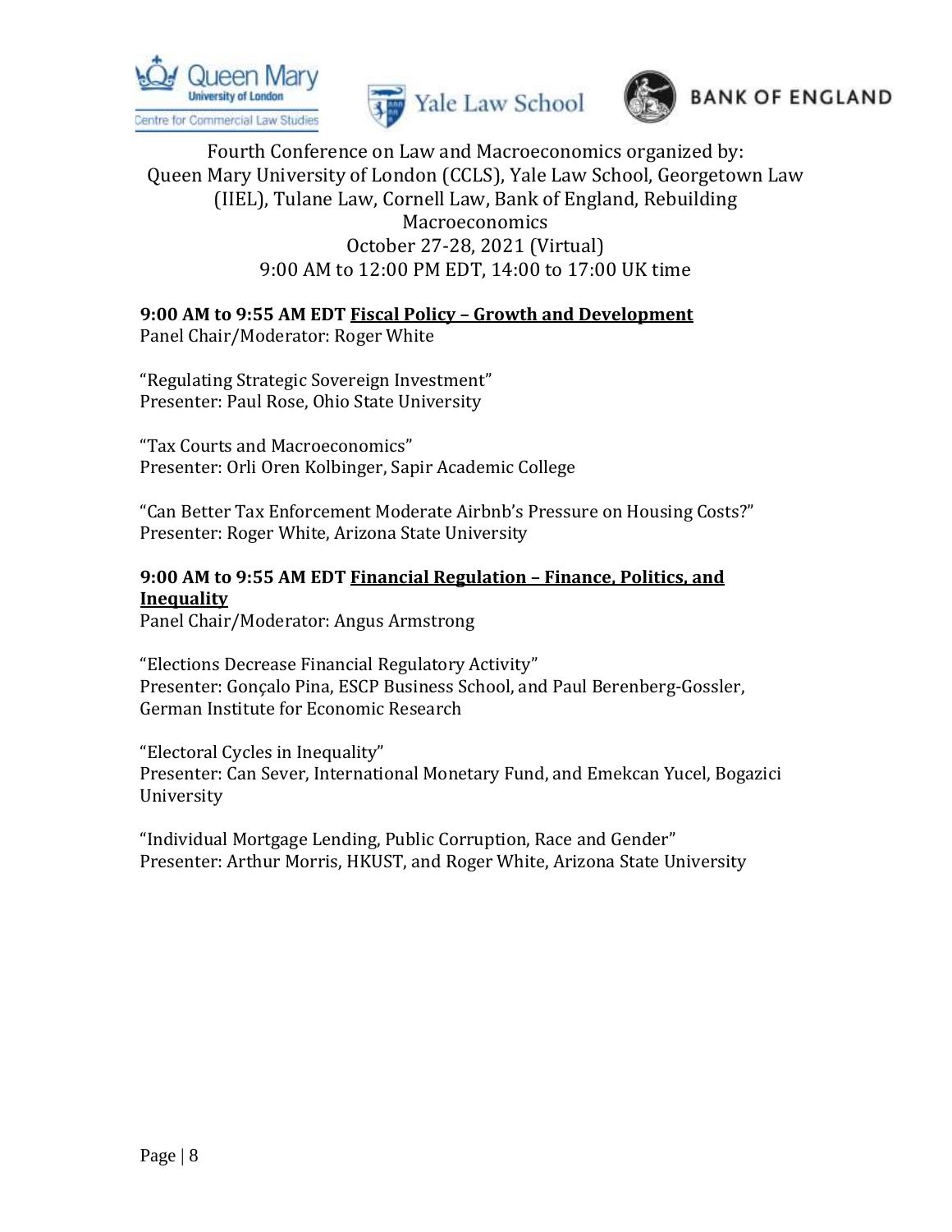Fourth Conference on Law and Macroeconomics organized by:
Queen Mary University of London (CCLS), Yale Law School, Georgetown Law (IIEL), Tulane Law, Cornell Law, Bank of England, Rebuilding Macroeconomics
October 27-28, 2021 (Virtual)
9:00 AM to 12:00 PM EDT, 14:00 to 17:00 UK time

**9:00 AM to 9:55 AM EDT <u>Fiscal Policy – Growth and Development</u>**
Panel Chair/Moderator: Roger White

"Regulating Strategic Sovereign Investment"
Presenter: Paul Rose, Ohio State University

"Tax Courts and Macroeconomics"
Presenter: Orli Oren Kolbinger, Sapir Academic College

"Can Better Tax Enforcement Moderate Airbnb's Pressure on Housing Costs?"
Presenter: Roger White, Arizona State University

**9:00 AM to 9:55 AM EDT <u>Financial Regulation – Finance, Politics, and Inequality</u>**
Panel Chair/Moderator: Angus Armstrong

"Elections Decrease Financial Regulatory Activity"
Presenter: Gonçalo Pina, ESCP Business School, and Paul Berenberg-Gossler, German Institute for Economic Research

"Electoral Cycles in Inequality"
Presenter: Can Sever, International Monetary Fund, and Emekcan Yucel, Bogazici University

"Individual Mortgage Lending, Public Corruption, Race and Gender"
Presenter: Arthur Morris, HKUST, and Roger White, Arizona State University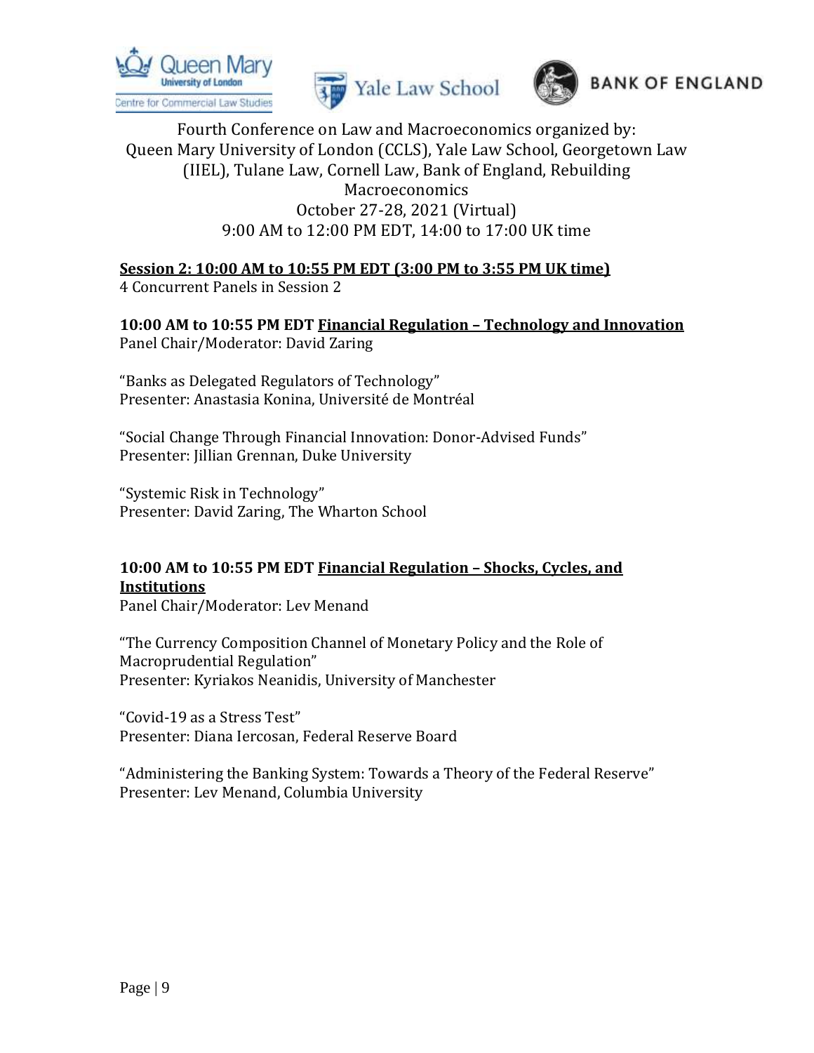Fourth Conference on Law and Macroeconomics organized by:
Queen Mary University of London (CCLS), Yale Law School, Georgetown Law (IIEL), Tulane Law, Cornell Law, Bank of England, Rebuilding Macroeconomics
October 27-28, 2021 (Virtual)
9:00 AM to 12:00 PM EDT, 14:00 to 17:00 UK time

**Session 2: 10:00 AM to 10:55 PM EDT (3:00 PM to 3:55 PM UK time)**
4 Concurrent Panels in Session 2

**10:00 AM to 10:55 PM EDT Financial Regulation – Technology and Innovation**
Panel Chair/Moderator: David Zaring

"Banks as Delegated Regulators of Technology"
Presenter: Anastasia Konina, Université de Montréal

"Social Change Through Financial Innovation: Donor-Advised Funds"
Presenter: Jillian Grennan, Duke University

"Systemic Risk in Technology"
Presenter: David Zaring, The Wharton School

**10:00 AM to 10:55 PM EDT Financial Regulation – Shocks, Cycles, and Institutions**
Panel Chair/Moderator: Lev Menand

"The Currency Composition Channel of Monetary Policy and the Role of Macroprudential Regulation"
Presenter: Kyriakos Neanidis, University of Manchester

"Covid-19 as a Stress Test"
Presenter: Diana Iercosan, Federal Reserve Board

"Administering the Banking System: Towards a Theory of the Federal Reserve"
Presenter: Lev Menand, Columbia University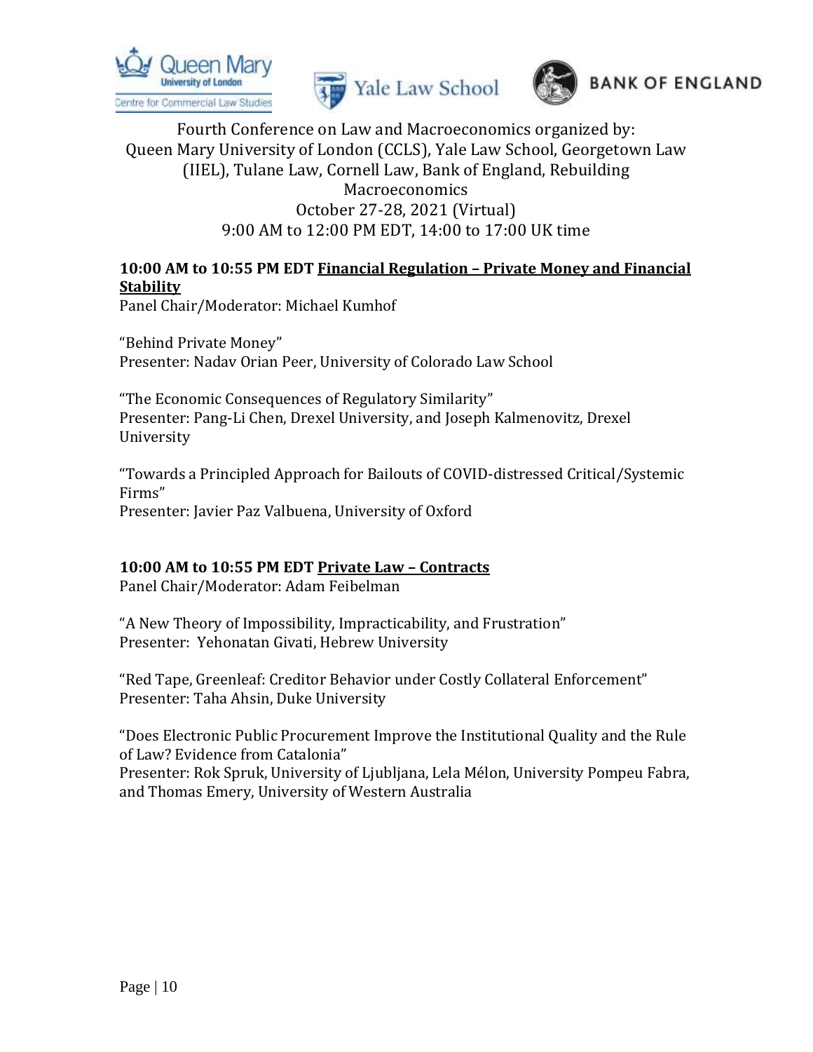Fourth Conference on Law and Macroeconomics organized by:
Queen Mary University of London (CCLS), Yale Law School, Georgetown Law (IIEL), Tulane Law, Cornell Law, Bank of England, Rebuilding Macroeconomics
October 27-28, 2021 (Virtual)
9:00 AM to 12:00 PM EDT, 14:00 to 17:00 UK time

**10:00 AM to 10:55 PM EDT <u>Financial Regulation – Private Money and Financial Stability</u>**

Panel Chair/Moderator: Michael Kumhof

"Behind Private Money"
Presenter: Nadav Orian Peer, University of Colorado Law School

"The Economic Consequences of Regulatory Similarity"
Presenter: Pang-Li Chen, Drexel University, and Joseph Kalmenovitz, Drexel University

"Towards a Principled Approach for Bailouts of COVID-distressed Critical/Systemic Firms"
Presenter: Javier Paz Valbuena, University of Oxford

**10:00 AM to 10:55 PM EDT <u>Private Law – Contracts</u>**

Panel Chair/Moderator: Adam Feibelman

"A New Theory of Impossibility, Impracticability, and Frustration"
Presenter: Yehonatan Givati, Hebrew University

"Red Tape, Greenleaf: Creditor Behavior under Costly Collateral Enforcement"
Presenter: Taha Ahsin, Duke University

"Does Electronic Public Procurement Improve the Institutional Quality and the Rule of Law? Evidence from Catalonia"
Presenter: Rok Spruk, University of Ljubljana, Lela Mélon, University Pompeu Fabra, and Thomas Emery, University of Western Australia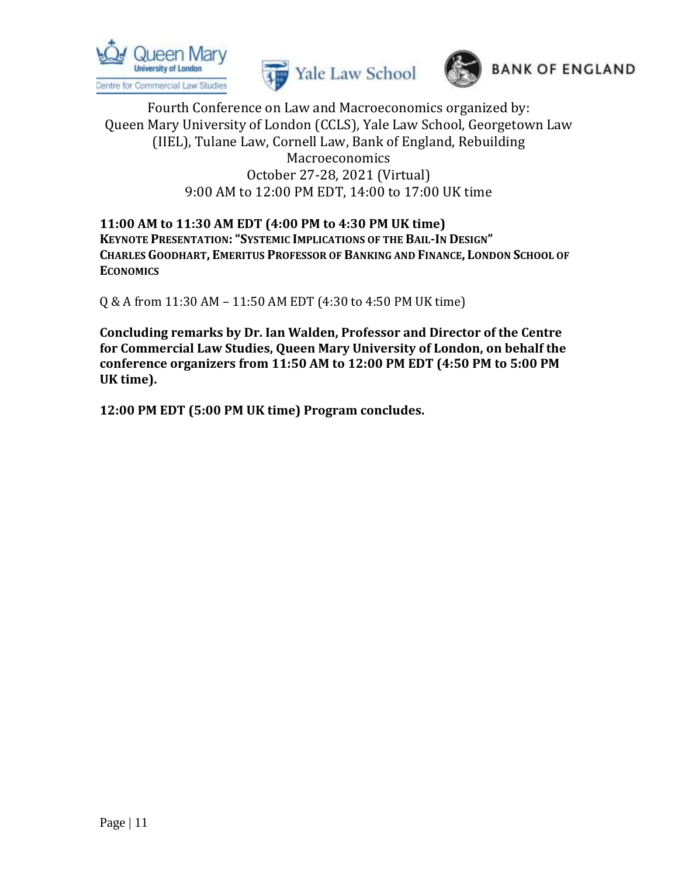Fourth Conference on Law and Macroeconomics organized by:
Queen Mary University of London (CCLS), Yale Law School, Georgetown Law (IIEL), Tulane Law, Cornell Law, Bank of England, Rebuilding Macroeconomics
October 27-28, 2021 (Virtual)
9:00 AM to 12:00 PM EDT, 14:00 to 17:00 UK time

**11:00 AM to 11:30 AM EDT (4:00 PM to 4:30 PM UK time)**
**KEYNOTE PRESENTATION: "SYSTEMIC IMPLICATIONS OF THE BAIL-IN DESIGN"**
**CHARLES GOODHART, EMERITUS PROFESSOR OF BANKING AND FINANCE, LONDON SCHOOL OF ECONOMICS**

Q & A from 11:30 AM – 11:50 AM EDT (4:30 to 4:50 PM UK time)

**Concluding remarks by Dr. Ian Walden, Professor and Director of the Centre for Commercial Law Studies, Queen Mary University of London, on behalf the conference organizers from 11:50 AM to 12:00 PM EDT (4:50 PM to 5:00 PM UK time).**

**12:00 PM EDT (5:00 PM UK time) Program concludes.**